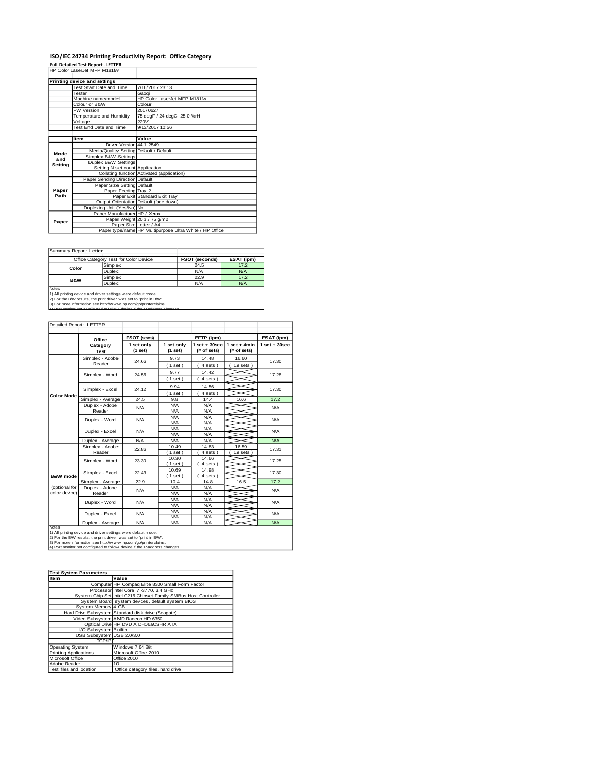# ISO/IEC 24734 Printing Productivity Report: Office Category

**Full Detailed Test Report - LETTER**

HP Color LaserJet MFP M181fw

| Printing device and settings | |
|---|---|
| Test Start Date and Time | 7/16/2017 23:13 |
| Tester | Gaoqi |
| Machine name/model | HP Color LaserJet MFP M181fw |
| Colour or B&W | Colour |
| FW Version | 20170627 |
| Temperature and Humidity | 75 degF / 24 degC 25.0 %rH |
| Voltage | 220V |
| Test End Date and Time | 9/13/2017 10:56 |

| | Item | Value |
|---|---|---|
| Mode and Setting | Driver Version | 44.1.2549 |
| | Media/Quality Setting | Default / Default |
| | Simplex B&W Settings | |
| | Duplex B&W Settings | |
| | Setting N set count | Application |
| | Collating function | Activated (application) |
| Paper Path | Paper Sending Direction | Default |
| | Paper Size Setting | Default |
| | Paper Feeding | Tray 2 |
| | Paper Exit | Standard Exit Tray |
| | Output Orientation | Default (face down) |
| | Duplexing Unit (Yes/No) | No |
| Paper | Paper Manufacturer | HP / Xerox |
| | Paper Weight | 20lb / 75 g/m2 |
| | Paper Size | Letter / A4 |
| | Paper type/name | HP Multipurpose Ultra White / HP Office |

Summary Report: **Letter**

| Office Category Test for Color Device | | FSOT (seconds) | ESAT (ipm) |
|---|---|---|---|
| Color | Simplex | 24.5 | 17.2 |
| | Duplex | N/A | N/A |
| B&W | Simplex | 22.9 | 17.2 |
| | Duplex | N/A | N/A |

Notes
1) All printing device and driver settings were default mode.
2) For the B/W results, the print driver was set to "print in B/W".
3) For more information see http://www.hp.com/go/printerclaims.
4) Port monitor not configured to follow device if the IP address changes.

Detailed Report: LETTER

| | Office Category Test | FSOT (secs) 1 set only (1 set) | EFTP (ipm) 1 set only (1 set) | EFTP (ipm) 1 set + 30sec (# of sets) | EFTP (ipm) 1 set + 4min (# of sets) | ESAT (ipm) 1 set + 30sec |
|---|---|---|---|---|---|---|
| Color Mode | Simplex - Adobe Reader | 24.66 | 9.73 (1 set) | 14.48 (4 sets) | 16.60 (19 sets) | 17.30 |
| | Simplex - Word | 24.56 | 9.77 (1 set) | 14.42 (4 sets) | | 17.28 |
| | Simplex - Excel | 24.12 | 9.94 (1 set) | 14.56 (4 sets) | | 17.30 |
| | Simplex - Average | 24.5 | 9.8 | 14.4 | 16.6 | 17.2 |
| | Duplex - Adobe Reader | N/A | N/A N/A | N/A N/A | | N/A |
| | Duplex - Word | N/A | N/A N/A | N/A N/A | | N/A |
| | Duplex - Excel | N/A | N/A N/A | N/A N/A | | N/A |
| | Duplex - Average | N/A | N/A | N/A | | N/A |
| B&W mode (optional for color device) | Simplex - Adobe Reader | 22.86 | 10.49 (1 set) | 14.83 (4 sets) | 16.59 (19 sets) | 17.31 |
| | Simplex - Word | 23.30 | 10.30 (1 set) | 14.66 (4 sets) | | 17.25 |
| | Simplex - Excel | 22.43 | 10.69 (1 set) | 14.98 (4 sets) | | 17.30 |
| | Simplex - Average | 22.9 | 10.4 | 14.8 | 16.5 | 17.2 |
| | Duplex - Adobe Reader | N/A | N/A N/A | N/A N/A | | N/A |
| | Duplex - Word | N/A | N/A N/A | N/A N/A | | N/A |
| | Duplex - Excel | N/A | N/A N/A | N/A N/A | | N/A |
| | Duplex - Average | N/A | N/A | N/A | | N/A |

Notes
1) All printing device and driver settings were default mode.
2) For the B/W results, the print driver was set to "print in B/W".
3) For more information see http://www.hp.com/go/printerclaims.
4) Port monitor not configured to follow device if the IP address changes.

| Test System Parameters | |
|---|---|
| **Item** | **Value** |
| Computer | HP Compaq Elite 8300 Small Form Factor |
| Processor | Intel Core i7 -3770, 3.4 GHz |
| System Chip Set | Intel C216 Chipset Family SMBus Host Controller |
| System Board | system devices, default system BIOS |
| System Memory | 4 GB |
| Hard Drive Subsystem | Standard disk drive (Seagate) |
| Video Subsystem | AMD Radeon HD 6350 |
| Optical Drive | HP DVD A DH16aCSHR ATA |
| I/O Subsystem | Builtin |
| USB Subsystem | USB 2.0/3.0 |
| TCP/IP | |
| Operating System | Windows 7 64 Bit |
| Printing Applications | Microsoft Office 2010 |
| Microsoft Office | Office 2010 |
| Adobe Reader | 10 |
| Test files and location | Office category files, hard drive |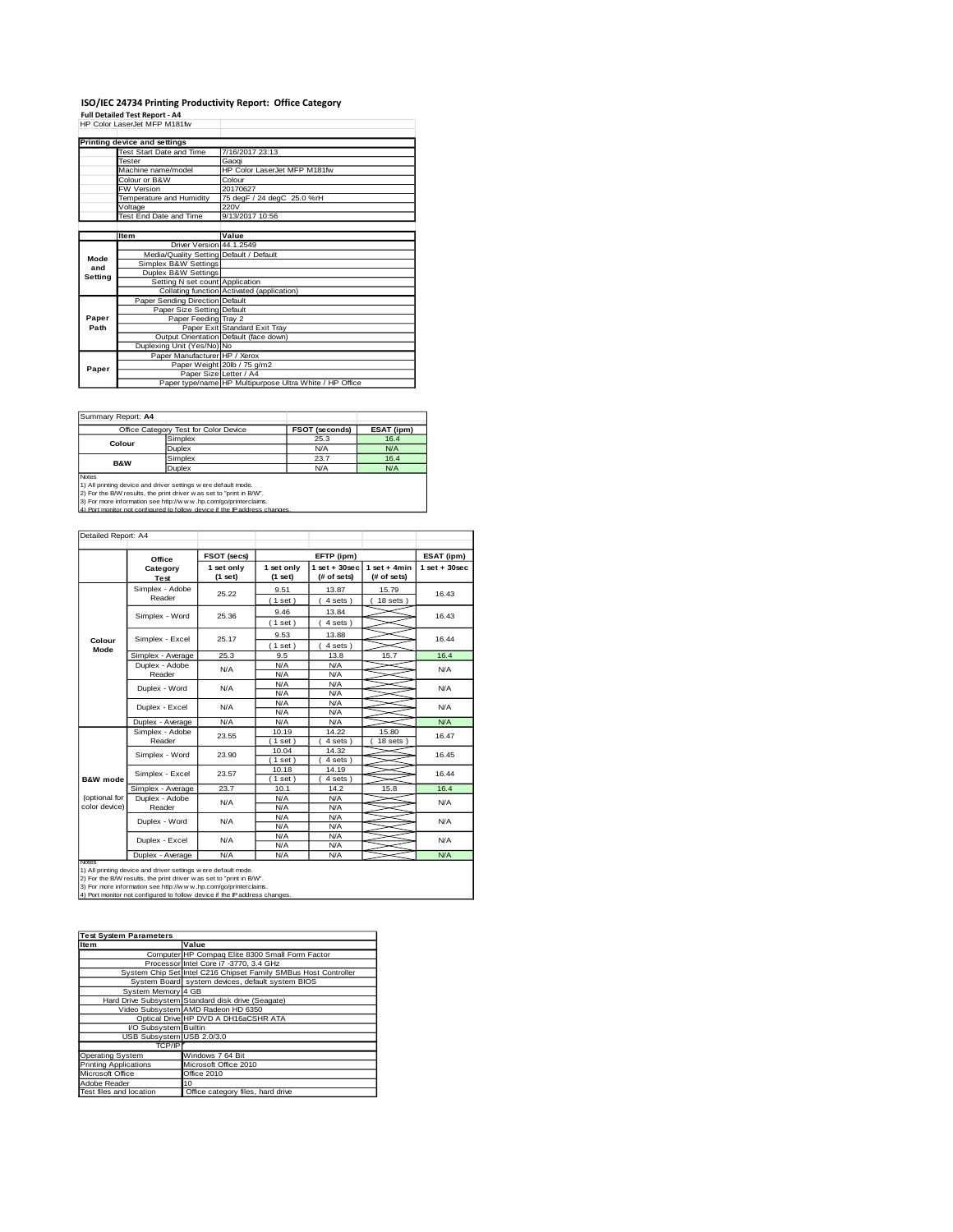# ISO/IEC 24734 Printing Productivity Report: Office Category

**Full Detailed Test Report - A4**

HP Color LaserJet MFP M181fw

| Printing device and settings | |
|---|---|
| Test Start Date and Time | 7/16/2017 23:13 |
| Tester | Gaoqi |
| Machine name/model | HP Color LaserJet MFP M181fw |
| Colour or B&W | Colour |
| FW Version | 20170627 |
| Temperature and Humidity | 75 degF / 24 degC 25.0 %rH |
| Voltage | 220V |
| Test End Date and Time | 9/13/2017 10:56 |

| | Item | Value |
|---|---|---|
| Mode and Setting | Driver Version | 44.1.2549 |
| | Media/Quality Setting | Default / Default |
| | Simplex B&W Settings | |
| | Duplex B&W Settings | |
| | Setting N set count | Application |
| | Collating function | Activated (application) |
| Paper Path | Paper Sending Direction | Default |
| | Paper Size Setting | Default |
| | Paper Feeding | Tray 2 |
| | Paper Exit | Standard Exit Tray |
| | Output Orientation | Default (face down) |
| | Duplexing Unit (Yes/No) | No |
| Paper | Paper Manufacturer | HP / Xerox |
| | Paper Weight | 20lb / 75 g/m2 |
| | Paper Size | Letter / A4 |
| | Paper type/name | HP Multipurpose Ultra White / HP Office |

Summary Report: **A4**

| Office Category Test for Color Device | | FSOT (seconds) | ESAT (ipm) |
|---|---|---|---|
| Colour | Simplex | 25.3 | 16.4 |
| | Duplex | N/A | N/A |
| B&W | Simplex | 23.7 | 16.4 |
| | Duplex | N/A | N/A |

Notes
1) All printing device and driver settings were default mode.
2) For the B/W results, the print driver was set to "print in B/W".
3) For more information see http://www.hp.com/go/printerclaims.
4) Port monitor not configured to follow device if the IP address changes.

Detailed Report: A4

| | Office Category Test | FSOT (secs) 1 set only (1 set) | EFTP (ipm) 1 set only (1 set) | EFTP (ipm) 1 set + 30sec (# of sets) | EFTP (ipm) 1 set + 4min (# of sets) | ESAT (ipm) 1 set + 30sec |
|---|---|---|---|---|---|---|
| Colour Mode | Simplex - Adobe Reader | 25.22 | 9.51 (1 set) | 13.87 (4 sets) | 15.79 (18 sets) | 16.43 |
| | Simplex - Word | 25.36 | 9.46 (1 set) | 13.84 (4 sets) | | 16.43 |
| | Simplex - Excel | 25.17 | 9.53 (1 set) | 13.88 (4 sets) | | 16.44 |
| | Simplex - Average | 25.3 | 9.5 | 13.8 | 15.7 | 16.4 |
| | Duplex - Adobe Reader | N/A | N/A N/A | N/A N/A | | N/A |
| | Duplex - Word | N/A | N/A N/A | N/A N/A | | N/A |
| | Duplex - Excel | N/A | N/A N/A | N/A N/A | | N/A |
| | Duplex - Average | N/A | N/A | N/A | | N/A |
| B&W mode (optional for color device) | Simplex - Adobe Reader | 23.55 | 10.19 (1 set) | 14.22 (4 sets) | 15.80 (18 sets) | 16.47 |
| | Simplex - Word | 23.90 | 10.04 (1 set) | 14.32 (4 sets) | | 16.45 |
| | Simplex - Excel | 23.57 | 10.18 (1 set) | 14.19 (4 sets) | | 16.44 |
| | Simplex - Average | 23.7 | 10.1 | 14.2 | 15.8 | 16.4 |
| | Duplex - Adobe Reader | N/A | N/A N/A | N/A N/A | | N/A |
| | Duplex - Word | N/A | N/A N/A | N/A N/A | | N/A |
| | Duplex - Excel | N/A | N/A N/A | N/A N/A | | N/A |
| | Duplex - Average | N/A | N/A | N/A | | N/A |

Notes
1) All printing device and driver settings were default mode.
2) For the B/W results, the print driver was set to "print in B/W".
3) For more information see http://www.hp.com/go/printerclaims.
4) Port monitor not configured to follow device if the IP address changes.

| Test System Parameters | |
|---|---|
| **Item** | **Value** |
| Computer | HP Compaq Elite 8300 Small Form Factor |
| Processor | Intel Core i7 -3770, 3.4 GHz |
| System Chip Set | Intel C216 Chipset Family SMBus Host Controller |
| System Board | system devices, default system BIOS |
| System Memory | 4 GB |
| Hard Drive Subsystem | Standard disk drive (Seagate) |
| Video Subsystem | AMD Radeon HD 6350 |
| Optical Drive | HP DVD A DH16aCSHR ATA |
| I/O Subsystem | Builtin |
| USB Subsystem | USB 2.0/3.0 |
| TCP/IP | |
| Operating System | Windows 7 64 Bit |
| Printing Applications | Microsoft Office 2010 |
| Microsoft Office | Office 2010 |
| Adobe Reader | 10 |
| Test files and location | Office category files, hard drive |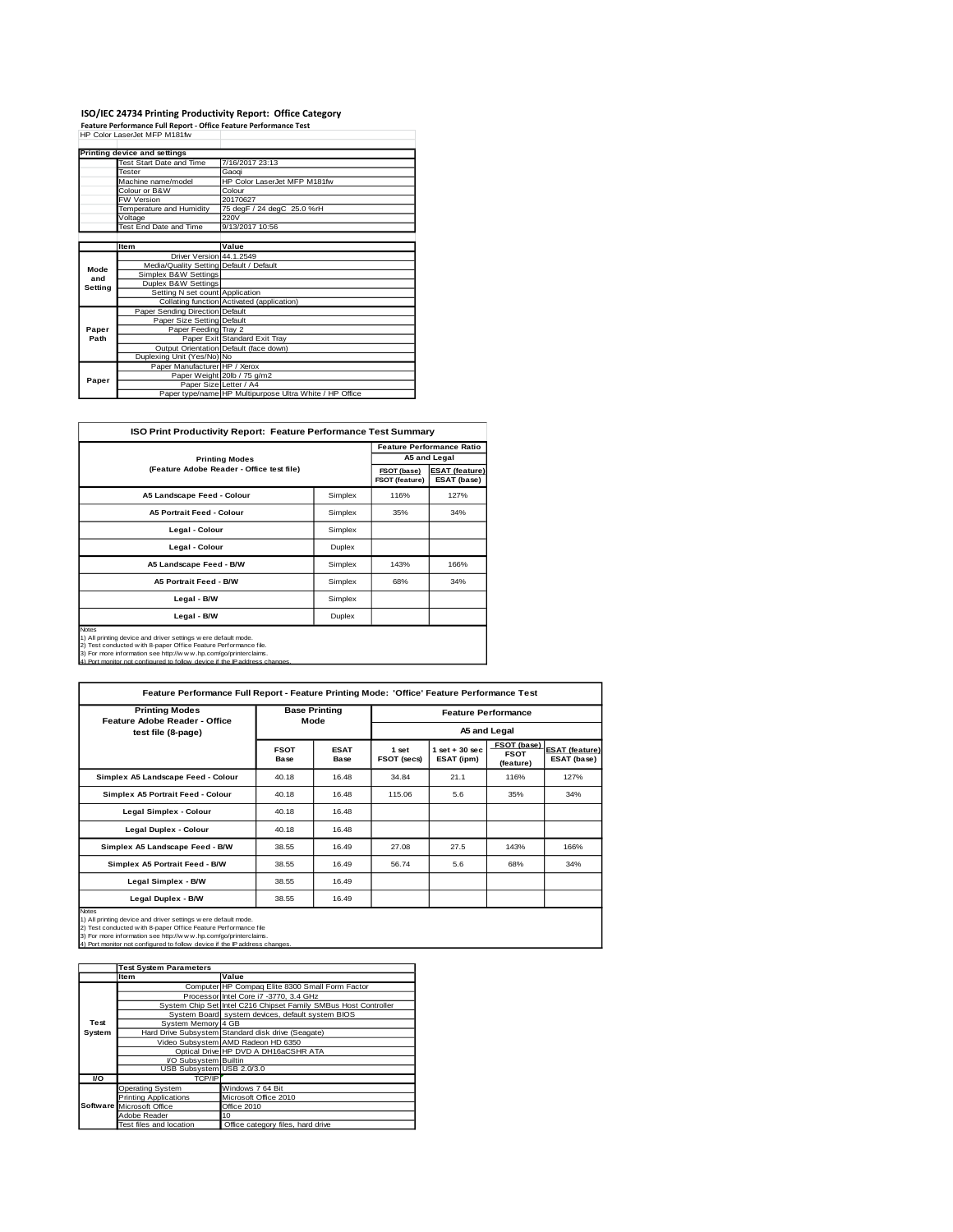# ISO/IEC 24734 Printing Productivity Report: Office Category

**Feature Performance Full Report - Office Feature Performance Test**

HP Color LaserJet MFP M181fw

| Printing device and settings | | |
|---|---|---|
| | Test Start Date and Time | 7/16/2017 23:13 |
| | Tester | Gaoqi |
| | Machine name/model | HP Color LaserJet MFP M181fw |
| | Colour or B&W | Colour |
| | FW Version | 20170627 |
| | Temperature and Humidity | 75 degF / 24 degC 25.0 %rH |
| | Voltage | 220V |
| | Test End Date and Time | 9/13/2017 10:56 |

| | Item | Value |
|---|---|---|
| Mode and Setting | Driver Version | 44.1.2549 |
| | Media/Quality Setting | Default / Default |
| | Simplex B&W Settings | |
| | Duplex B&W Settings | |
| | Setting N set count | Application |
| | Collating function | Activated (application) |
| Paper Path | Paper Sending Direction | Default |
| | Paper Size Setting | Default |
| | Paper Feeding | Tray 2 |
| | Paper Exit | Standard Exit Tray |
| | Output Orientation | Default (face down) |
| | Duplexing Unit (Yes/No) | No |
| Paper | Paper Manufacturer | HP / Xerox |
| | Paper Weight | 20lb / 75 g/m2 |
| | Paper Size | Letter / A4 |
| | Paper type/name | HP Multipurpose Ultra White / HP Office |

## ISO Print Productivity Report: Feature Performance Test Summary

| Printing Modes (Feature Adobe Reader - Office test file) | | Feature Performance Ratio A5 and Legal: FSOT (base) / FSOT (feature) | ESAT (feature) / ESAT (base) |
|---|---|---|---|
| A5 Landscape Feed - Colour | Simplex | 116% | 127% |
| A5 Portrait Feed - Colour | Simplex | 35% | 34% |
| Legal - Colour | Simplex | | |
| Legal - Colour | Duplex | | |
| A5 Landscape Feed - B/W | Simplex | 143% | 166% |
| A5 Portrait Feed - B/W | Simplex | 68% | 34% |
| Legal - B/W | Simplex | | |
| Legal - B/W | Duplex | | |

Notes
1) All printing device and driver settings were default mode.
2) Test conducted with 8-paper Office Feature Performance file.
3) For more information see http://www.hp.com/go/printerclaims.
4) Port monitor not configured to follow device if the IP address changes.

## Feature Performance Full Report - Feature Printing Mode: 'Office' Feature Performance Test

| Printing Modes Feature Adobe Reader - Office test file (8-page) | Base Printing Mode | | Feature Performance A5 and Legal | | | |
|---|---|---|---|---|---|---|
| | FSOT Base | ESAT Base | 1 set FSOT (secs) | 1 set + 30 sec ESAT (ipm) | FSOT (base) / FSOT (feature) | ESAT (feature) / ESAT (base) |
| Simplex A5 Landscape Feed - Colour | 40.18 | 16.48 | 34.84 | 21.1 | 116% | 127% |
| Simplex A5 Portrait Feed - Colour | 40.18 | 16.48 | 115.06 | 5.6 | 35% | 34% |
| Legal Simplex - Colour | 40.18 | 16.48 | | | | |
| Legal Duplex - Colour | 40.18 | 16.48 | | | | |
| Simplex A5 Landscape Feed - B/W | 38.55 | 16.49 | 27.08 | 27.5 | 143% | 166% |
| Simplex A5 Portrait Feed - B/W | 38.55 | 16.49 | 56.74 | 5.6 | 68% | 34% |
| Legal Simplex - B/W | 38.55 | 16.49 | | | | |
| Legal Duplex - B/W | 38.55 | 16.49 | | | | |

Notes
1) All printing device and driver settings were default mode.
2) Test conducted with 8-paper Office Feature Performance file
3) For more information see http://www.hp.com/go/printerclaims.
4) Port monitor not configured to follow device if the IP address changes.

| Test System Parameters | | |
|---|---|---|
| | Item | Value |
| Test System | Computer | HP Compaq Elite 8300 Small Form Factor |
| | Processor | Intel Core i7 -3770, 3.4 GHz |
| | System Chip Set | Intel C216 Chipset Family SMBus Host Controller |
| | System Board | system devices, default system BIOS |
| | System Memory | 4 GB |
| | Hard Drive Subsystem | Standard disk drive (Seagate) |
| | Video Subsystem | AMD Radeon HD 6350 |
| | Optical Drive | HP DVD A DH16aCSHR ATA |
| | I/O Subsystem | Builtin |
| | USB Subsystem | USB 2.0/3.0 |
| I/O | TCP/IP | |
| Software | Operating System | Windows 7 64 Bit |
| | Printing Applications | Microsoft Office 2010 |
| | Microsoft Office | Office 2010 |
| | Adobe Reader | 10 |
| | Test files and location | Office category files, hard drive |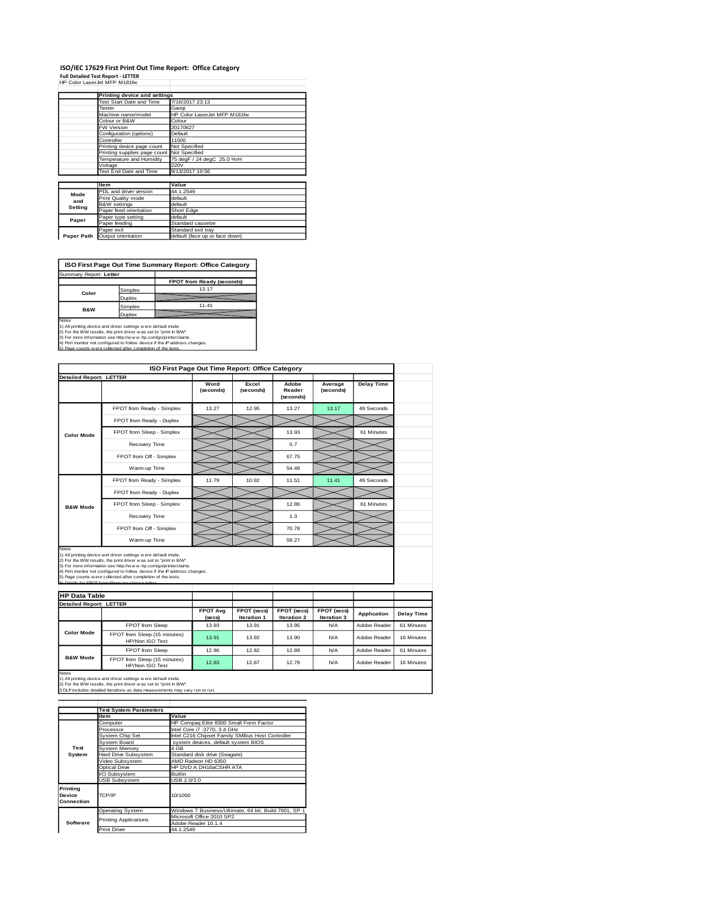# ISO/IEC 17629 First Print Out Time Report: Office Category

**Full Detailed Test Report - LETTER**

HP Color LaserJet MFP M181fw

| | Printing device and settings | |
|---|---|---|
| | Test Start Date and Time | 7/16/2017 23:13 |
| | Tester | Gaoqi |
| | Machine name/model | HP Color LaserJet MFP M181fw |
| | Colour or B&W | Colour |
| | FW Version | 20170627 |
| | Configuration (options) | Default |
| | Controller | 11500 |
| | Printing device page count | Not Specified |
| | Printing supplies page count | Not Specified |
| | Temperature and Humidity | 75 degF / 24 degC 25.0 %rH |
| | Voltage | 220V |
| | Test End Date and Time | 9/13/2017 10:56 |

| | Item | Value |
|---|---|---|
| Mode and Setting | PDL and driver version | 44.1.2549 |
| | Print Quality mode | default |
| | B&W settings | default |
| | Paper feed orientation | Short Edge |
| Paper | Paper type setting | default |
| | Paper feeding | Standard cassette |
| | Paper exit | Standard exit tray |
| Paper Path | Output orientation | default (face up or face down) |

## ISO First Page Out Time Summary Report: Office Category

| Summary Report: **Letter** | | |
|---|---|---|
| | | **FPOT from Ready (seconds)** |
| Color | Simplex | 13.17 |
| | Duplex | |
| B&W | Simplex | 11.41 |
| | Duplex | |

Notes
1) All printing device and driver settings were default mode.
2) For the B/W results, the print driver was set to "print in B/W".
3) For more information see http://www.hp.com/go/printerclaims.
4) Port monitor not configured to follow device if the IP address changes.
5) Page counts were collected after completion of the tests.

## ISO First Page Out Time Report: Office Category

| Detailed Report: LETTER | | Word (seconds) | Excel (seconds) | Adobe Reader (seconds) | Average (seconds) | Delay Time |
|---|---|---|---|---|---|---|
| Color Mode | FPOT from Ready - Simplex | 13.27 | 12.95 | 13.27 | 13.17 | 49 Seconds |
| | FPOT from Ready - Duplex | | | | | |
| | FPOT from Sleep - Simplex | | | 13.93 | | 61 Minutes |
| | Recovery Time | | | 0.7 | | |
| | FPOT from Off - Simplex | | | 67.75 | | |
| | Warm-up Time | | | 54.48 | | |
| B&W Mode | FPOT from Ready - Simplex | 11.79 | 10.92 | 11.51 | 11.41 | 49 Seconds |
| | FPOT from Ready - Duplex | | | | | |
| | FPOT from Sleep - Simplex | | | 12.86 | | 61 Minutes |
| | Recovery Time | | | 1.3 | | |
| | FPOT from Off - Simplex | | | 70.78 | | |
| | Warm-up Time | | | 59.27 | | |

Notes
1) All printing device and driver settings were default mode.
2) For the B/W results, the print driver was set to "print in B/W".
3) For more information see http://www.hp.com/go/printerclaims.
4) Port monitor not configured to follow device if the IP address changes.
5) Page counts were collected after completion of the tests.
6) Details for FPOT from Sleep are shown below.

## HP Data Table

| Detailed Report: LETTER | | FPOT Avg (secs) | FPOT (secs) Iteration 1 | FPOT (secs) Iteration 2 | FPOT (secs) Iteration 3 | Application | Delay Time |
|---|---|---|---|---|---|---|---|
| Color Mode | FPOT from Sleep | 13.93 | 13.91 | 13.95 | N/A | Adobe Reader | 61 Minutes |
| | FPOT from Sleep (15 minutes) HP/Non ISO Test | 13.91 | 13.92 | 13.90 | N/A | Adobe Reader | 16 Minutes |
| B&W Mode | FPOT from Sleep | 12.86 | 12.82 | 12.89 | N/A | Adobe Reader | 61 Minutes |
| | FPOT from Sleep (15 minutes) HP/Non ISO Test | 12.83 | 12.87 | 12.78 | N/A | Adobe Reader | 16 Minutes |

Notes
1) All printing device and driver settings were default mode.
2) For the B/W results, the print driver was set to "print in B/W".
3 DLP includes detailed iterations as data measurements may vary run to run.

| | Test System Parameters | |
|---|---|---|
| | Item | Value |
| Test System | Computer | HP Compaq Elite 8300 Small Form Factor |
| | Processor | Intel Core i7 -3770, 3.4 GHz |
| | System Chip Set | Intel C216 Chipset Family SMBus Host Controller |
| | System Board | system devices, default system BIOS |
| | System Memory | 4 GB |
| | Hard Drive Subsystem | Standard disk drive (Seagate) |
| | Video Subsystem | AMD Radeon HD 6350 |
| | Optical Drive | HP DVD A DH16aCSHR ATA |
| | I/O Subsystem | Builtin |
| | USB Subsystem | USB 2.0/3.0 |
| Printing Device Connection | TCP/IP | 10/1000 |
| Software | Operating System | Windows 7 Business/Ultimate, 64 bit, Build 7601, SP 1 |
| | Printing Applications | Microsoft Office 2010 SP2 |
| | | Adobe Reader 10.1.4 |
| | Print Driver | 44.1.2549 |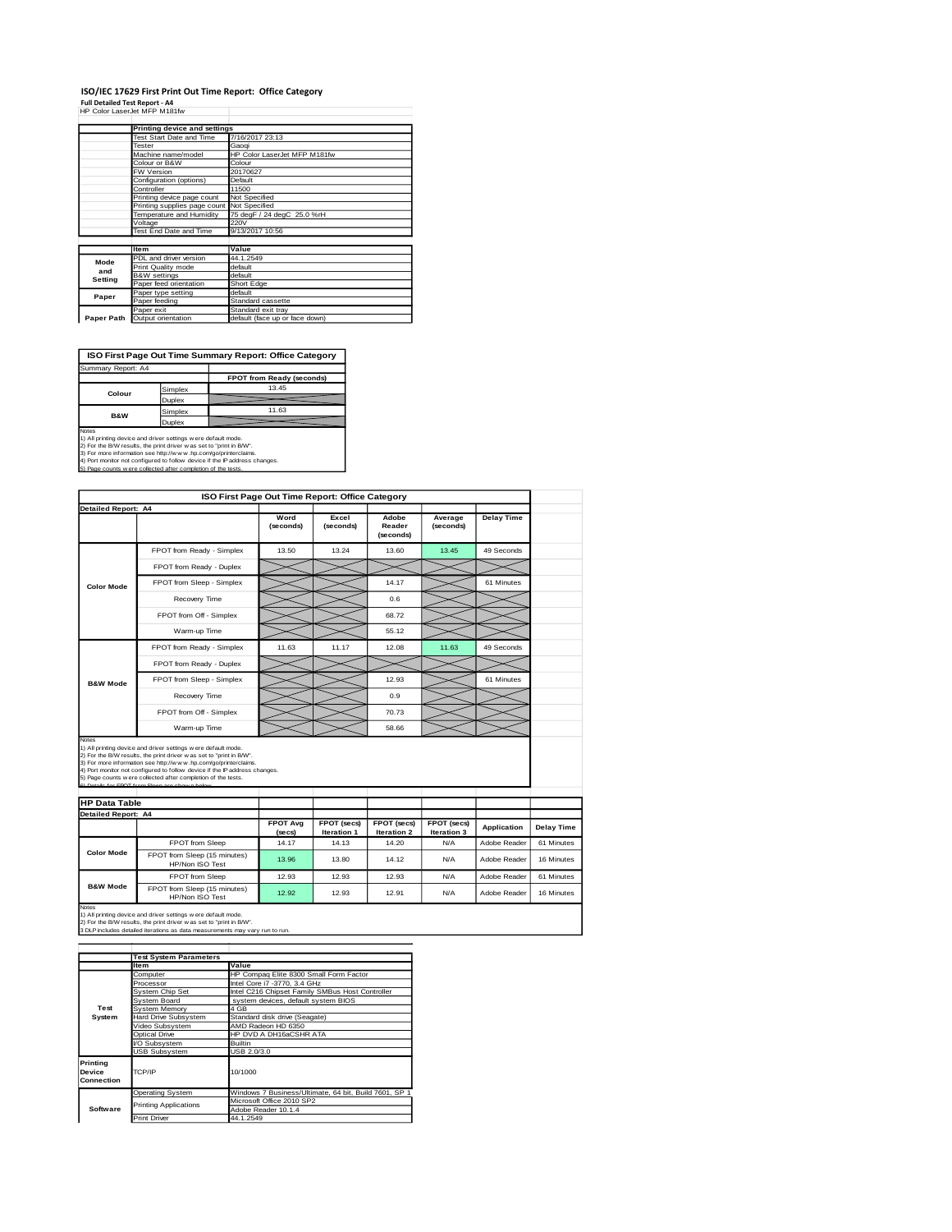# ISO/IEC 17629 First Print Out Time Report: Office Category

**Full Detailed Test Report - A4**

HP Color LaserJet MFP M181fw

| | Printing device and settings | |
|---|---|---|
| | Test Start Date and Time | 7/16/2017 23:13 |
| | Tester | Gaoqi |
| | Machine name/model | HP Color LaserJet MFP M181fw |
| | Colour or B&W | Colour |
| | FW Version | 20170627 |
| | Configuration (options) | Default |
| | Controller | 11500 |
| | Printing device page count | Not Specified |
| | Printing supplies page count | Not Specified |
| | Temperature and Humidity | 75 degF / 24 degC 25.0 %rH |
| | Voltage | 220V |
| | Test End Date and Time | 9/13/2017 10:56 |

| | Item | Value |
|---|---|---|
| Mode and Setting | PDL and driver version | 44.1.2549 |
| | Print Quality mode | default |
| | B&W settings | default |
| | Paper feed orientation | Short Edge |
| Paper | Paper type setting | default |
| | Paper feeding | Standard cassette |
| | Paper exit | Standard exit tray |
| Paper Path | Output orientation | default (face up or face down) |

## ISO First Page Out Time Summary Report: Office Category

| Summary Report: A4 | | |
|---|---|---|
| | | FPOT from Ready (seconds) |
| Colour | Simplex | 13.45 |
| | Duplex | |
| B&W | Simplex | 11.63 |
| | Duplex | |

Notes
1) All printing device and driver settings were default mode.
2) For the B/W results, the print driver was set to "print in B/W".
3) For more information see http://www.hp.com/go/printerclaims.
4) Port monitor not configured to follow device if the IP address changes.
5) Page counts were collected after completion of the tests.

## ISO First Page Out Time Report: Office Category

| Detailed Report: A4 | | Word (seconds) | Excel (seconds) | Adobe Reader (seconds) | Average (seconds) | Delay Time |
|---|---|---|---|---|---|---|
| Color Mode | FPOT from Ready - Simplex | 13.50 | 13.24 | 13.60 | 13.45 | 49 Seconds |
| | FPOT from Ready - Duplex | | | | | |
| | FPOT from Sleep - Simplex | | | 14.17 | | 61 Minutes |
| | Recovery Time | | | 0.6 | | |
| | FPOT from Off - Simplex | | | 68.72 | | |
| | Warm-up Time | | | 55.12 | | |
| B&W Mode | FPOT from Ready - Simplex | 11.63 | 11.17 | 12.08 | 11.63 | 49 Seconds |
| | FPOT from Ready - Duplex | | | | | |
| | FPOT from Sleep - Simplex | | | 12.93 | | 61 Minutes |
| | Recovery Time | | | 0.9 | | |
| | FPOT from Off - Simplex | | | 70.73 | | |
| | Warm-up Time | | | 58.66 | | |

Notes
1) All printing device and driver settings were default mode.
2) For the B/W results, the print driver was set to "print in B/W".
3) For more information see http://www.hp.com/go/printerclaims.
4) Port monitor not configured to follow device if the IP address changes.
5) Page counts were collected after completion of the tests.
6) Details for FPOT from Sleep are shown below.

## HP Data Table

| Detailed Report: A4 | | FPOT Avg (secs) | FPOT (secs) Iteration 1 | FPOT (secs) Iteration 2 | FPOT (secs) Iteration 3 | Application | Delay Time |
|---|---|---|---|---|---|---|---|
| Color Mode | FPOT from Sleep | 14.17 | 14.13 | 14.20 | N/A | Adobe Reader | 61 Minutes |
| | FPOT from Sleep (15 minutes) HP/Non ISO Test | 13.96 | 13.80 | 14.12 | N/A | Adobe Reader | 16 Minutes |
| B&W Mode | FPOT from Sleep | 12.93 | 12.93 | 12.93 | N/A | Adobe Reader | 61 Minutes |
| | FPOT from Sleep (15 minutes) HP/Non ISO Test | 12.92 | 12.93 | 12.91 | N/A | Adobe Reader | 16 Minutes |

Notes
1) All printing device and driver settings were default mode.
2) For the B/W results, the print driver was set to "print in B/W".
3 DLP includes detailed iterations as data measurements may vary run to run.

| | Test System Parameters | |
|---|---|---|
| | Item | Value |
| Test System | Computer | HP Compaq Elite 8300 Small Form Factor |
| | Processor | Intel Core i7 -3770, 3.4 GHz |
| | System Chip Set | Intel C216 Chipset Family SMBus Host Controller |
| | System Board | system devices, default system BIOS |
| | System Memory | 4 GB |
| | Hard Drive Subsystem | Standard disk drive (Seagate) |
| | Video Subsystem | AMD Radeon HD 6350 |
| | Optical Drive | HP DVD A DH16aCSHR ATA |
| | I/O Subsystem | Builtin |
| | USB Subsystem | USB 2.0/3.0 |
| Printing Device Connection | TCP/IP | 10/1000 |
| Software | Operating System | Windows 7 Business/Ultimate, 64 bit, Build 7601, SP 1 |
| | Printing Applications | Microsoft Office 2010 SP2 |
| | | Adobe Reader 10.1.4 |
| | Print Driver | 44.1.2549 |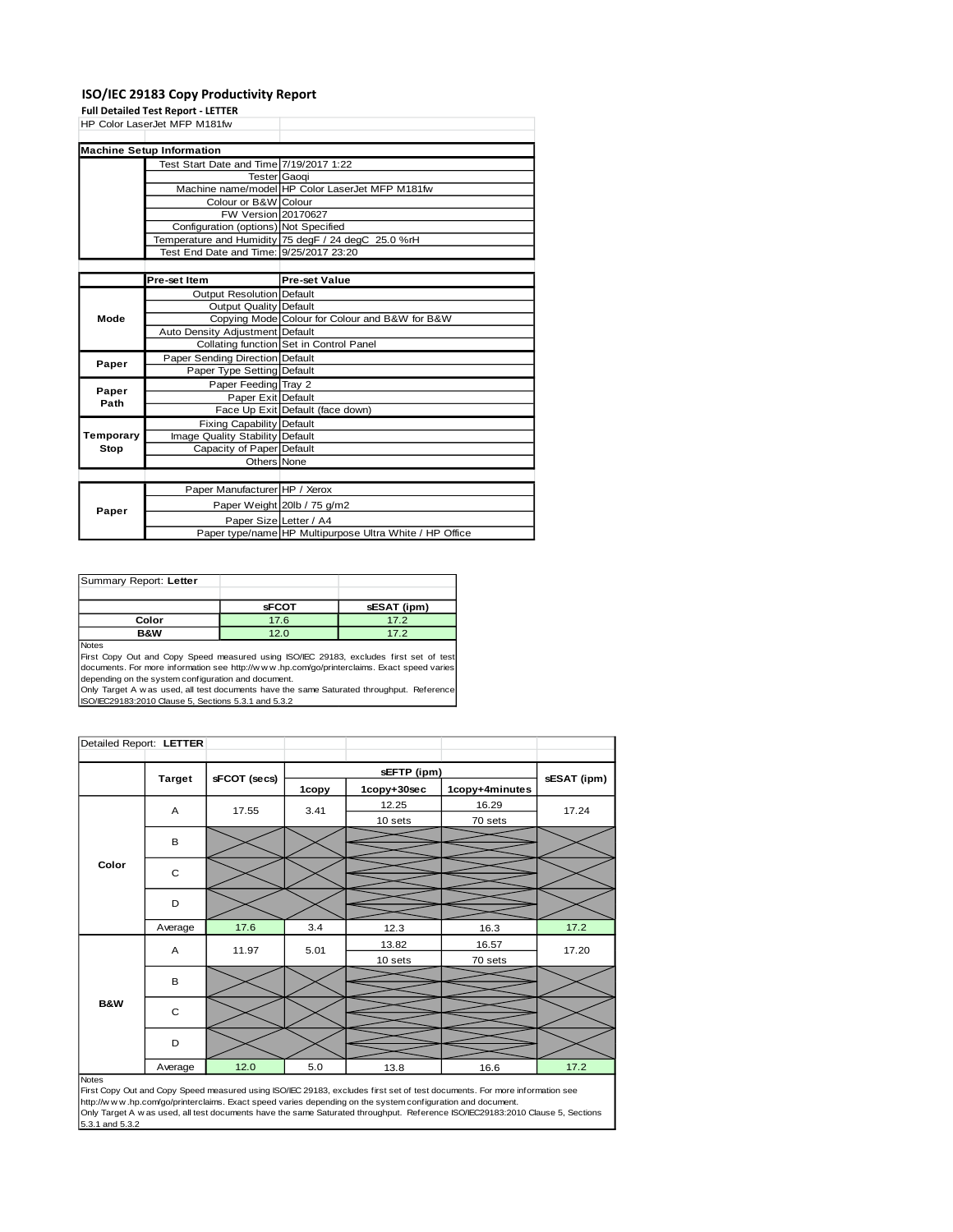# ISO/IEC 29183 Copy Productivity Report

**Full Detailed Test Report - LETTER**

HP Color LaserJet MFP M181fw

| **Machine Setup Information** | | |
|---|---|---|
| | Test Start Date and Time | 7/19/2017 1:22 |
| | Tester | Gaoqi |
| | Machine name/model | HP Color LaserJet MFP M181fw |
| | Colour or B&W | Colour |
| | FW Version | 20170627 |
| | Configuration (options) | Not Specified |
| | Temperature and Humidity | 75 degF / 24 degC 25.0 %rH |
| | Test End Date and Time: | 9/25/2017 23:20 |

| | **Pre-set Item** | **Pre-set Value** |
|---|---|---|
| **Mode** | Output Resolution | Default |
| | Output Quality | Default |
| | Copying Mode | Colour for Colour and B&W for B&W |
| | Auto Density Adjustment | Default |
| | Collating function | Set in Control Panel |
| **Paper** | Paper Sending Direction | Default |
| | Paper Type Setting | Default |
| **Paper Path** | Paper Feeding | Tray 2 |
| | Paper Exit | Default |
| | Face Up Exit | Default (face down) |
| **Temporary Stop** | Fixing Capability | Default |
| | Image Quality Stability | Default |
| | Capacity of Paper | Default |
| | Others | None |

| | | |
|---|---|---|
| **Paper** | Paper Manufacturer | HP / Xerox |
| | Paper Weight | 20lb / 75 g/m2 |
| | Paper Size | Letter / A4 |
| | Paper type/name | HP Multipurpose Ultra White / HP Office |

| Summary Report: **Letter** | | |
|---|---|---|
| | **sFCOT** | **sESAT (ipm)** |
| **Color** | 17.6 | 17.2 |
| **B&W** | 12.0 | 17.2 |

Notes

First Copy Out and Copy Speed measured using ISO/IEC 29183, excludes first set of test documents. For more information see http://www.hp.com/go/printerclaims. Exact speed varies depending on the system configuration and document.

Only Target A was used, all test documents have the same Saturated throughput. Reference ISO/IEC29183:2010 Clause 5, Sections 5.3.1 and 5.3.2

Detailed Report: **LETTER**

| | **Target** | **sFCOT (secs)** | **sEFTP (ipm)** | | | **sESAT (ipm)** |
|---|---|---|---|---|---|---|
| | | | **1copy** | **1copy+30sec** | **1copy+4minutes** | |
| **Color** | A | 17.55 | 3.41 | 12.25<br>10 sets | 16.29<br>70 sets | 17.24 |
| | B | | | | | |
| | C | | | | | |
| | D | | | | | |
| | Average | 17.6 | 3.4 | 12.3 | 16.3 | 17.2 |
| **B&W** | A | 11.97 | 5.01 | 13.82<br>10 sets | 16.57<br>70 sets | 17.20 |
| | B | | | | | |
| | C | | | | | |
| | D | | | | | |
| | Average | 12.0 | 5.0 | 13.8 | 16.6 | 17.2 |

Notes

First Copy Out and Copy Speed measured using ISO/IEC 29183, excludes first set of test documents. For more information see http://www.hp.com/go/printerclaims. Exact speed varies depending on the system configuration and document.

Only Target A was used, all test documents have the same Saturated throughput. Reference ISO/IEC29183:2010 Clause 5, Sections 5.3.1 and 5.3.2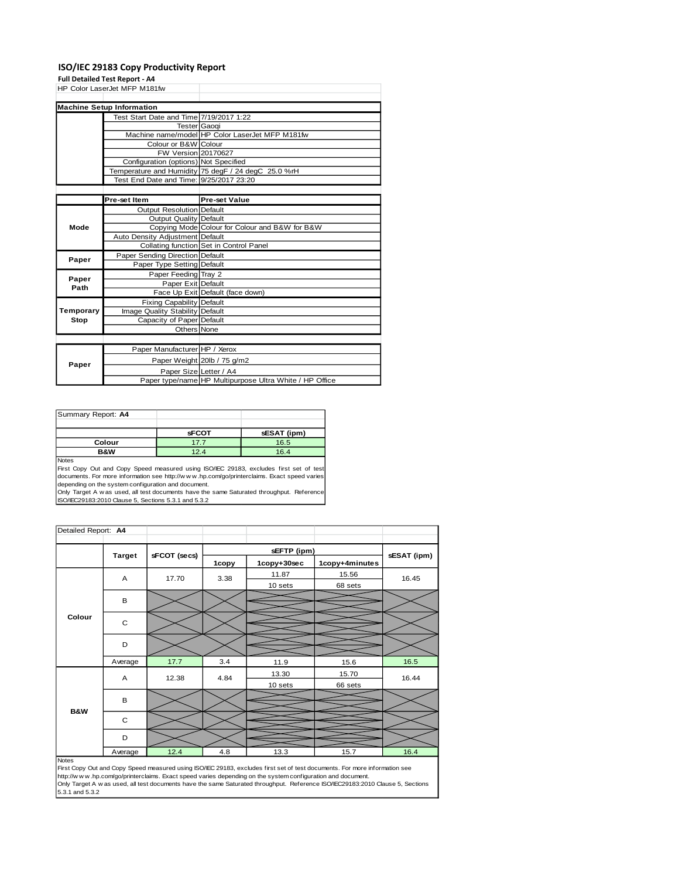# ISO/IEC 29183 Copy Productivity Report

**Full Detailed Test Report - A4**

| HP Color LaserJet MFP M181fw | | |
|---|---|---|
| **Machine Setup Information** | | |
| | Test Start Date and Time | 7/19/2017 1:22 |
| | Tester | Gaoqi |
| | Machine name/model | HP Color LaserJet MFP M181fw |
| | Colour or B&W | Colour |
| | FW Version | 20170627 |
| | Configuration (options) | Not Specified |
| | Temperature and Humidity | 75 degF / 24 degC 25.0 %rH |
| | Test End Date and Time: | 9/25/2017 23:20 |

| | Pre-set Item | Pre-set Value |
|---|---|---|
| Mode | Output Resolution | Default |
| | Output Quality | Default |
| | Copying Mode | Colour for Colour and B&W for B&W |
| | Auto Density Adjustment | Default |
| | Collating function | Set in Control Panel |
| Paper | Paper Sending Direction | Default |
| | Paper Type Setting | Default |
| Paper Path | Paper Feeding | Tray 2 |
| | Paper Exit | Default |
| | Face Up Exit | Default (face down) |
| Temporary Stop | Fixing Capability | Default |
| | Image Quality Stability | Default |
| | Capacity of Paper | Default |
| | Others | None |

| | | |
|---|---|---|
| Paper | Paper Manufacturer | HP / Xerox |
| | Paper Weight | 20lb / 75 g/m2 |
| | Paper Size | Letter / A4 |
| | Paper type/name | HP Multipurpose Ultra White / HP Office |

**Summary Report: A4**

| | sFCOT | sESAT (ipm) |
|---|---|---|
| Colour | 17.7 | 16.5 |
| B&W | 12.4 | 16.4 |

Notes

First Copy Out and Copy Speed measured using ISO/IEC 29183, excludes first set of test documents. For more information see http://www.hp.com/go/printerclaims. Exact speed varies depending on the system configuration and document.

Only Target A was used, all test documents have the same Saturated throughput. Reference ISO/IEC29183:2010 Clause 5, Sections 5.3.1 and 5.3.2

**Detailed Report: A4**

| | Target | sFCOT (secs) | sEFTP (ipm) | | | sESAT (ipm) |
|---|---|---|---|---|---|---|
| | | | 1copy | 1copy+30sec | 1copy+4minutes | |
| Colour | A | 17.70 | 3.38 | 11.87<br>10 sets | 15.56<br>68 sets | 16.45 |
| | B | | | | | |
| | C | | | | | |
| | D | | | | | |
| | Average | 17.7 | 3.4 | 11.9 | 15.6 | 16.5 |
| B&W | A | 12.38 | 4.84 | 13.30<br>10 sets | 15.70<br>66 sets | 16.44 |
| | B | | | | | |
| | C | | | | | |
| | D | | | | | |
| | Average | 12.4 | 4.8 | 13.3 | 15.7 | 16.4 |

Notes

First Copy Out and Copy Speed measured using ISO/IEC 29183, excludes first set of test documents. For more information see http://www.hp.com/go/printerclaims. Exact speed varies depending on the system configuration and document.

Only Target A was used, all test documents have the same Saturated throughput. Reference ISO/IEC29183:2010 Clause 5, Sections 5.3.1 and 5.3.2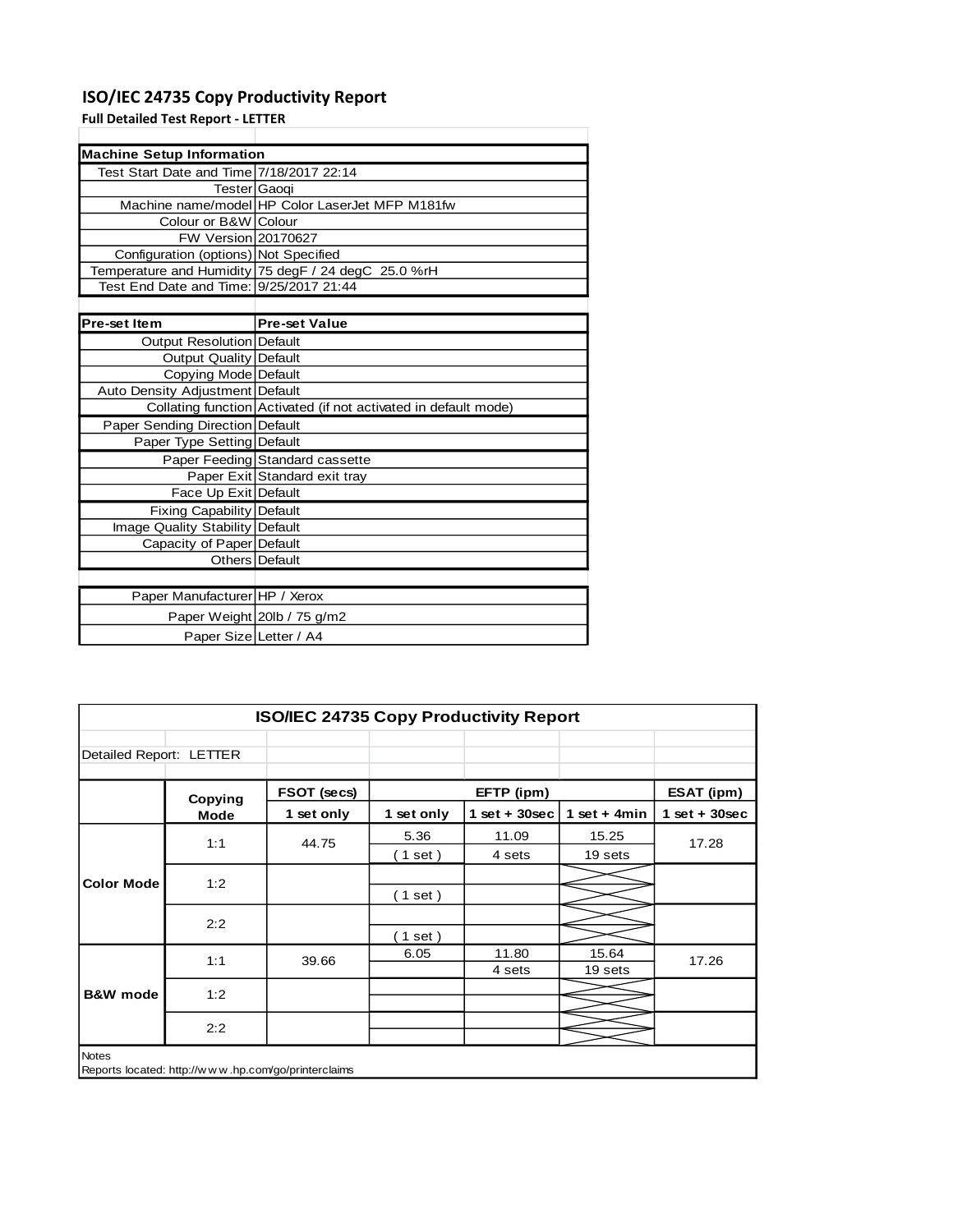# ISO/IEC 24735 Copy Productivity Report

**Full Detailed Test Report - LETTER**

| Machine Setup Information | |
|---|---|
| Test Start Date and Time | 7/18/2017 22:14 |
| Tester | Gaoqi |
| Machine name/model | HP Color LaserJet MFP M181fw |
| Colour or B&W | Colour |
| FW Version | 20170627 |
| Configuration (options) | Not Specified |
| Temperature and Humidity | 75 degF / 24 degC 25.0 %rH |
| Test End Date and Time: | 9/25/2017 21:44 |

| Pre-set Item | Pre-set Value |
|---|---|
| Output Resolution | Default |
| Output Quality | Default |
| Copying Mode | Default |
| Auto Density Adjustment | Default |
| Collating function | Activated (if not activated in default mode) |
| Paper Sending Direction | Default |
| Paper Type Setting | Default |
| Paper Feeding | Standard cassette |
| Paper Exit | Standard exit tray |
| Face Up Exit | Default |
| Fixing Capability | Default |
| Image Quality Stability | Default |
| Capacity of Paper | Default |
| Others | Default |

| | |
|---|---|
| Paper Manufacturer | HP / Xerox |
| Paper Weight | 20lb / 75 g/m2 |
| Paper Size | Letter / A4 |

## ISO/IEC 24735 Copy Productivity Report

Detailed Report: LETTER

| | Copying Mode | FSOT (secs) | EFTP (ipm) | | | ESAT (ipm) |
|---|---|---|---|---|---|---|
| | | 1 set only | 1 set only | 1 set + 30sec | 1 set + 4min | 1 set + 30sec |
| Color Mode | 1:1 | 44.75 | 5.36 ( 1 set ) | 11.09 4 sets | 15.25 19 sets | 17.28 |
| | 1:2 | | ( 1 set ) | | | |
| | 2:2 | | ( 1 set ) | | | |
| B&W mode | 1:1 | 39.66 | 6.05 | 11.80 4 sets | 15.64 19 sets | 17.26 |
| | 1:2 | | | | | |
| | 2:2 | | | | | |

Notes

Reports located: http://www.hp.com/go/printerclaims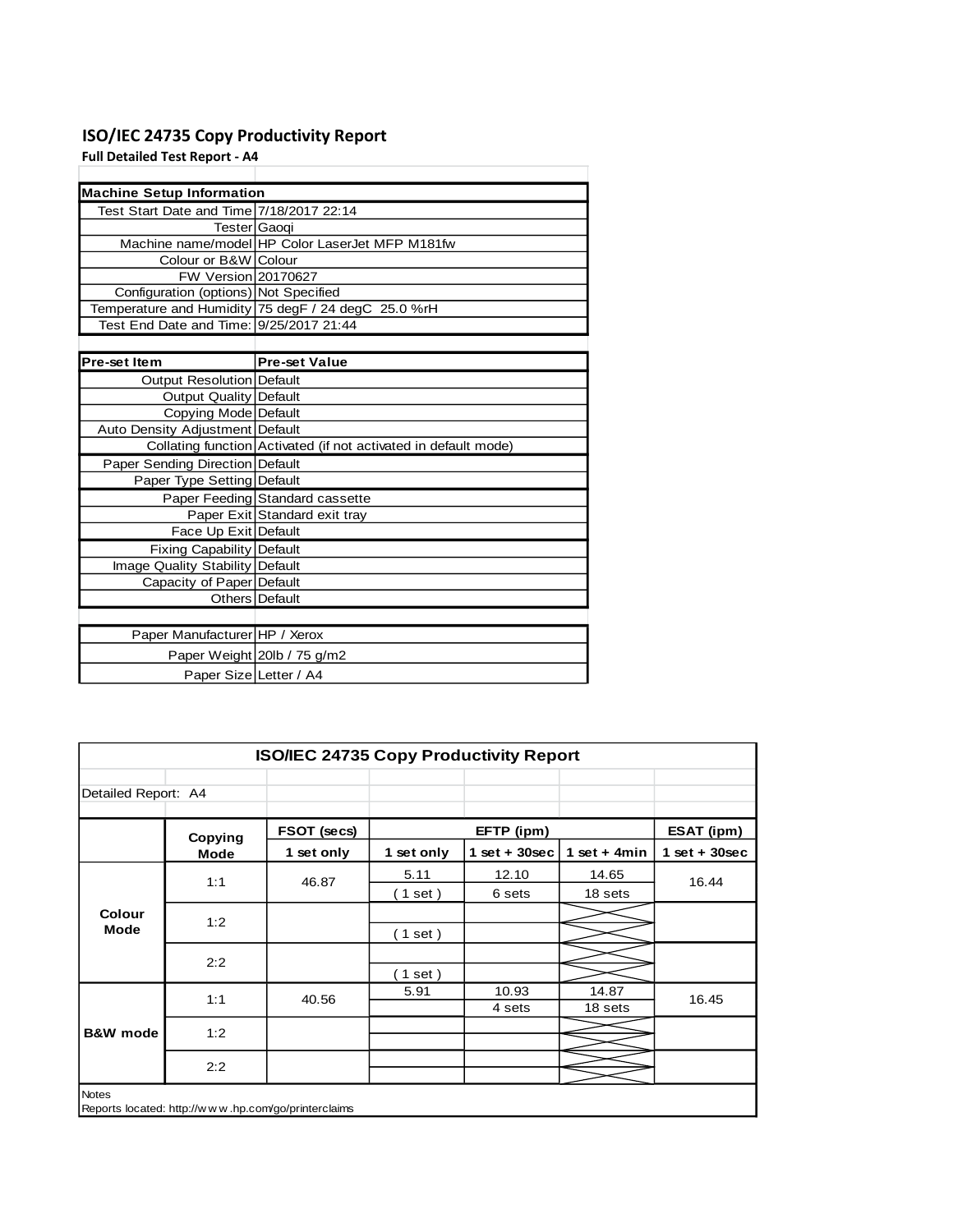# ISO/IEC 24735 Copy Productivity Report

**Full Detailed Test Report - A4**

| Machine Setup Information | |
|---|---|
| Test Start Date and Time | 7/18/2017 22:14 |
| Tester | Gaoqi |
| Machine name/model | HP Color LaserJet MFP M181fw |
| Colour or B&W | Colour |
| FW Version | 20170627 |
| Configuration (options) | Not Specified |
| Temperature and Humidity | 75 degF / 24 degC 25.0 %rH |
| Test End Date and Time: | 9/25/2017 21:44 |

| Pre-set Item | Pre-set Value |
|---|---|
| Output Resolution | Default |
| Output Quality | Default |
| Copying Mode | Default |
| Auto Density Adjustment | Default |
| Collating function | Activated (if not activated in default mode) |
| Paper Sending Direction | Default |
| Paper Type Setting | Default |
| Paper Feeding | Standard cassette |
| Paper Exit | Standard exit tray |
| Face Up Exit | Default |
| Fixing Capability | Default |
| Image Quality Stability | Default |
| Capacity of Paper | Default |
| Others | Default |

| | |
|---|---|
| Paper Manufacturer | HP / Xerox |
| Paper Weight | 20lb / 75 g/m2 |
| Paper Size | Letter / A4 |

**ISO/IEC 24735 Copy Productivity Report**

Detailed Report: A4

| | Copying Mode | FSOT (secs) | EFTP (ipm) | | | ESAT (ipm) |
|---|---|---|---|---|---|---|
| | | 1 set only | 1 set only | 1 set + 30sec | 1 set + 4min | 1 set + 30sec |
| Colour Mode | 1:1 | 46.87 | 5.11 ( 1 set ) | 12.10 6 sets | 14.65 18 sets | 16.44 |
| | 1:2 | | ( 1 set ) | | | |
| | 2:2 | | ( 1 set ) | | | |
| B&W mode | 1:1 | 40.56 | 5.91 | 10.93 4 sets | 14.87 18 sets | 16.45 |
| | 1:2 | | | | | |
| | 2:2 | | | | | |

Notes

Reports located: http://w w w .hp.com/go/printerclaims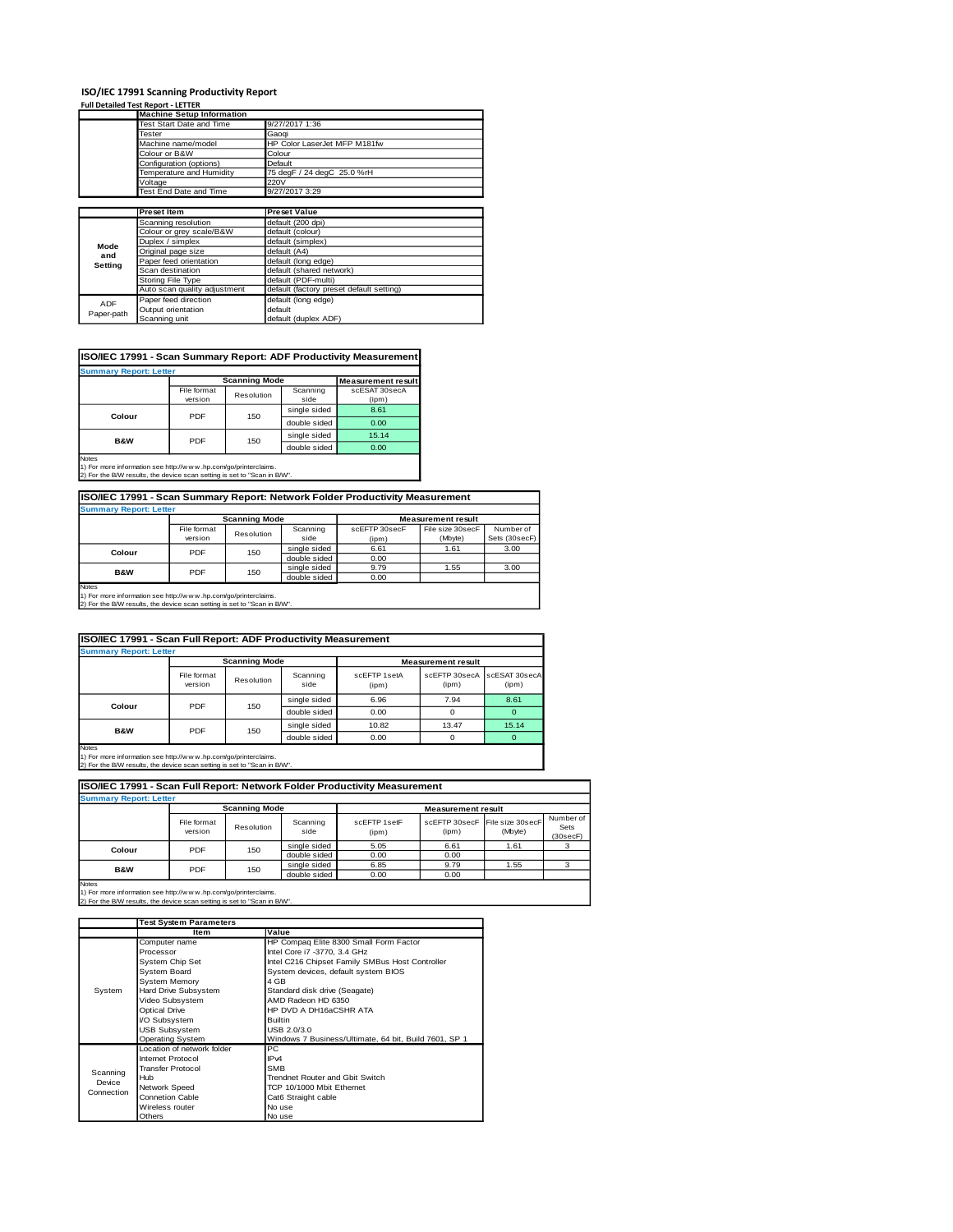# ISO/IEC 17991 Scanning Productivity Report

**Full Detailed Test Report - LETTER**

| | Machine Setup Information | |
|---|---|---|
| | Test Start Date and Time | 9/27/2017 1:36 |
| | Tester | Gaoqi |
| | Machine name/model | HP Color LaserJet MFP M181fw |
| | Colour or B&W | Colour |
| | Configuration (options) | Default |
| | Temperature and Humidity | 75 degF / 24 degC 25.0 %rH |
| | Voltage | 220V |
| | Test End Date and Time | 9/27/2017 3:29 |

| | Preset Item | Preset Value |
|---|---|---|
| Mode and Setting | Scanning resolution | default (200 dpi) |
| | Colour or grey scale/B&W | default (colour) |
| | Duplex / simplex | default (simplex) |
| | Original page size | default (A4) |
| | Paper feed orientation | default (long edge) |
| | Scan destination | default (shared network) |
| | Storing File Type | default (PDF-multi) |
| | Auto scan quality adjustment | default (factory preset default setting) |
| ADF Paper-path | Paper feed direction | default (long edge) |
| | Output orientation | default |
| | Scanning unit | default (duplex ADF) |

## ISO/IEC 17991 - Scan Summary Report: ADF Productivity Measurement

**Summary Report: Letter**

| | Scanning Mode | | | Measurement result |
|---|---|---|---|---|
| | File format version | Resolution | Scanning side | scESAT 30secA (ipm) |
| Colour | PDF | 150 | single sided | 8.61 |
| | | | double sided | 0.00 |
| B&W | PDF | 150 | single sided | 15.14 |
| | | | double sided | 0.00 |

Notes
1) For more information see http://www.hp.com/go/printerclaims.
2) For the B/W results, the device scan setting is set to "Scan in B/W".

## ISO/IEC 17991 - Scan Summary Report: Network Folder Productivity Measurement

**Summary Report: Letter**

| | Scanning Mode | | | Measurement result | | |
|---|---|---|---|---|---|---|
| | File format version | Resolution | Scanning side | scEFTP 30secF (ipm) | File size 30secF (Mbyte) | Number of Sets (30secF) |
| Colour | PDF | 150 | single sided | 6.61 | 1.61 | 3.00 |
| | | | double sided | 0.00 | | |
| B&W | PDF | 150 | single sided | 9.79 | 1.55 | 3.00 |
| | | | double sided | 0.00 | | |

Notes
1) For more information see http://www.hp.com/go/printerclaims.
2) For the B/W results, the device scan setting is set to "Scan in B/W".

## ISO/IEC 17991 - Scan Full Report: ADF Productivity Measurement

**Summary Report: Letter**

| | Scanning Mode | | | Measurement result | | |
|---|---|---|---|---|---|---|
| | File format version | Resolution | Scanning side | scEFTP 1setA (ipm) | scEFTP 30secA (ipm) | scESAT 30secA (ipm) |
| Colour | PDF | 150 | single sided | 6.96 | 7.94 | 8.61 |
| | | | double sided | 0.00 | 0 | 0 |
| B&W | PDF | 150 | single sided | 10.82 | 13.47 | 15.14 |
| | | | double sided | 0.00 | 0 | 0 |

Notes
1) For more information see http://www.hp.com/go/printerclaims.
2) For the B/W results, the device scan setting is set to "Scan in B/W".

## ISO/IEC 17991 - Scan Full Report: Network Folder Productivity Measurement

**Summary Report: Letter**

| | Scanning Mode | | | Measurement result | | | |
|---|---|---|---|---|---|---|---|
| | File format version | Resolution | Scanning side | scEFTP 1setF (ipm) | scEFTP 30secF (ipm) | File size 30secF (Mbyte) | Number of Sets (30secF) |
| Colour | PDF | 150 | single sided | 5.05 | 6.61 | 1.61 | 3 |
| | | | double sided | 0.00 | 0.00 | | |
| B&W | PDF | 150 | single sided | 6.85 | 9.79 | 1.55 | 3 |
| | | | double sided | 0.00 | 0.00 | | |

Notes
1) For more information see http://www.hp.com/go/printerclaims.
2) For the B/W results, the device scan setting is set to "Scan in B/W".

| | Test System Parameters | |
|---|---|---|
| | Item | Value |
| System | Computer name | HP Compaq Elite 8300 Small Form Factor |
| | Processor | Intel Core i7 -3770, 3.4 GHz |
| | System Chip Set | Intel C216 Chipset Family SMBus Host Controller |
| | System Board | System devices, default system BIOS |
| | System Memory | 4 GB |
| | Hard Drive Subsystem | Standard disk drive (Seagate) |
| | Video Subsystem | AMD Radeon HD 6350 |
| | Optical Drive | HP DVD A DH16aCSHR ATA |
| | I/O Subsystem | Builtin |
| | USB Subsystem | USB 2.0/3.0 |
| | Operating System | Windows 7 Business/Ultimate, 64 bit, Build 7601, SP 1 |
| Scanning Device Connection | Location of network folder | PC |
| | Internet Protocol | IPv4 |
| | Transfer Protocol | SMB |
| | Hub | Trendnet Router and Gbit Switch |
| | Network Speed | TCP 10/1000 Mbit Ethernet |
| | Connetion Cable | Cat6 Straight cable |
| | Wireless router | No use |
| | Others | No use |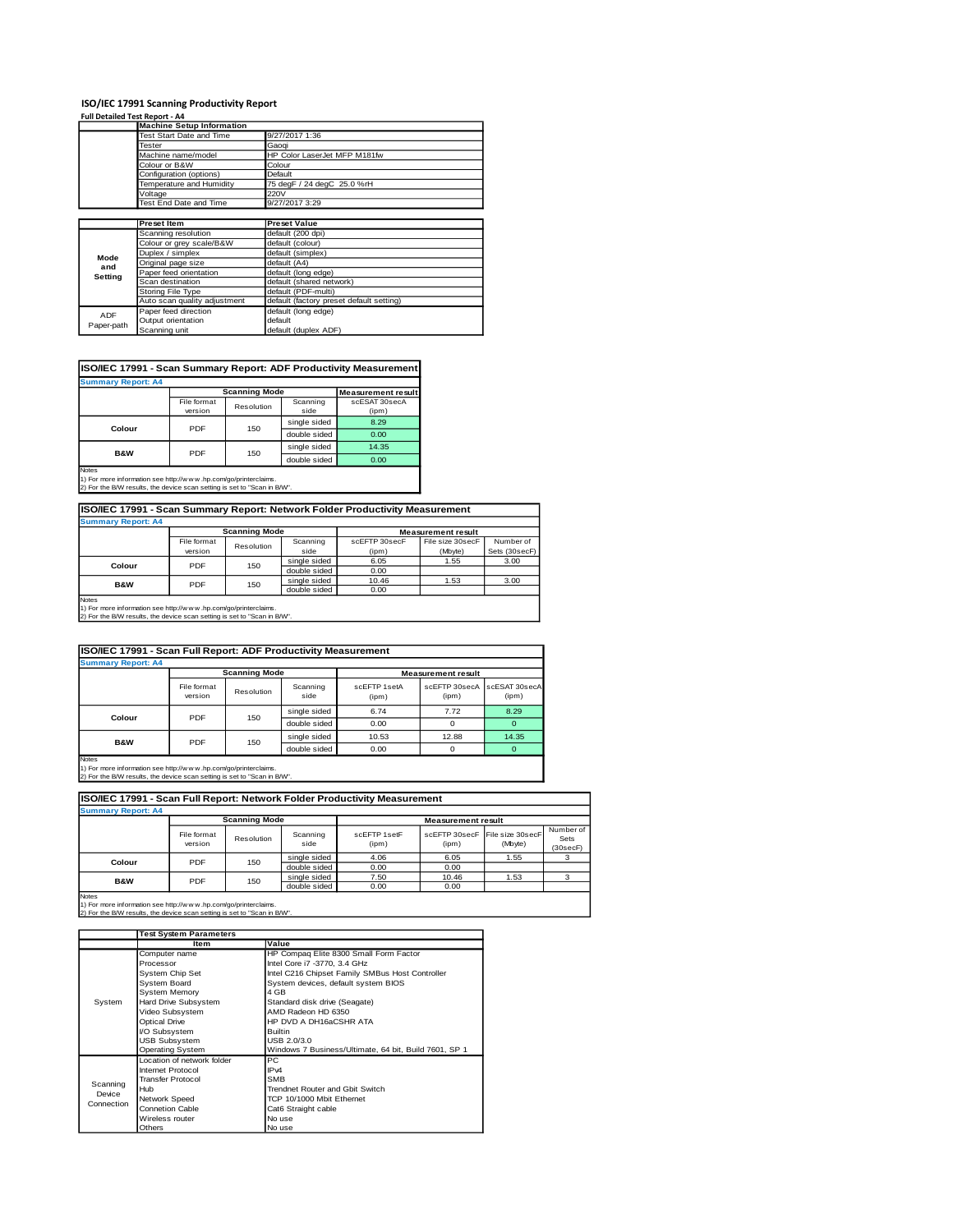## ISO/IEC 17991 Scanning Productivity Report

**Full Detailed Test Report - A4**

| | Machine Setup Information | |
|---|---|---|
| | Test Start Date and Time | 9/27/2017 1:36 |
| | Tester | Gaoqi |
| | Machine name/model | HP Color LaserJet MFP M181fw |
| | Colour or B&W | Colour |
| | Configuration (options) | Default |
| | Temperature and Humidity | 75 degF / 24 degC 25.0 %rH |
| | Voltage | 220V |
| | Test End Date and Time | 9/27/2017 3:29 |

| | Preset Item | Preset Value |
|---|---|---|
| Mode and Setting | Scanning resolution | default (200 dpi) |
| | Colour or grey scale/B&W | default (colour) |
| | Duplex / simplex | default (simplex) |
| | Original page size | default (A4) |
| | Paper feed orientation | default (long edge) |
| | Scan destination | default (shared network) |
| | Storing File Type | default (PDF-multi) |
| | Auto scan quality adjustment | default (factory preset default setting) |
| ADF Paper-path | Paper feed direction | default (long edge) |
| | Output orientation | default |
| | Scanning unit | default (duplex ADF) |

### ISO/IEC 17991 - Scan Summary Report: ADF Productivity Measurement

**Summary Report: A4**

| | Scanning Mode | | | Measurement result |
|---|---|---|---|---|
| | File format version | Resolution | Scanning side | scESAT 30secA (ipm) |
| Colour | PDF | 150 | single sided | 8.29 |
| | | | double sided | 0.00 |
| B&W | PDF | 150 | single sided | 14.35 |
| | | | double sided | 0.00 |

Notes
1) For more information see http://www.hp.com/go/printerclaims.
2) For the B/W results, the device scan setting is set to "Scan in B/W".

### ISO/IEC 17991 - Scan Summary Report: Network Folder Productivity Measurement

**Summary Report: A4**

| | Scanning Mode | | | Measurement result | | |
|---|---|---|---|---|---|---|
| | File format version | Resolution | Scanning side | scEFTP 30secF (ipm) | File size 30secF (Mbyte) | Number of Sets (30secF) |
| Colour | PDF | 150 | single sided | 6.05 | 1.55 | 3.00 |
| | | | double sided | 0.00 | | |
| B&W | PDF | 150 | single sided | 10.46 | 1.53 | 3.00 |
| | | | double sided | 0.00 | | |

Notes
1) For more information see http://www.hp.com/go/printerclaims.
2) For the B/W results, the device scan setting is set to "Scan in B/W".

### ISO/IEC 17991 - Scan Full Report: ADF Productivity Measurement

**Summary Report: A4**

| | Scanning Mode | | | Measurement result | | |
|---|---|---|---|---|---|---|
| | File format version | Resolution | Scanning side | scEFTP 1setA (ipm) | scEFTP 30secA (ipm) | scESAT 30secA (ipm) |
| Colour | PDF | 150 | single sided | 6.74 | 7.72 | 8.29 |
| | | | double sided | 0.00 | 0 | 0 |
| B&W | PDF | 150 | single sided | 10.53 | 12.88 | 14.35 |
| | | | double sided | 0.00 | 0 | 0 |

Notes
1) For more information see http://www.hp.com/go/printerclaims.
2) For the B/W results, the device scan setting is set to "Scan in B/W".

### ISO/IEC 17991 - Scan Full Report: Network Folder Productivity Measurement

**Summary Report: A4**

| | Scanning Mode | | | Measurement result | | | |
|---|---|---|---|---|---|---|---|
| | File format version | Resolution | Scanning side | scEFTP 1setF (ipm) | scEFTP 30secF (ipm) | File size 30secF (Mbyte) | Number of Sets (30secF) |
| Colour | PDF | 150 | single sided | 4.06 | 6.05 | 1.55 | 3 |
| | | | double sided | 0.00 | 0.00 | | |
| B&W | PDF | 150 | single sided | 7.50 | 10.46 | 1.53 | 3 |
| | | | double sided | 0.00 | 0.00 | | |

Notes
1) For more information see http://www.hp.com/go/printerclaims.
2) For the B/W results, the device scan setting is set to "Scan in B/W".

| | Test System Parameters | |
|---|---|---|
| | Item | Value |
| System | Computer name | HP Compaq Elite 8300 Small Form Factor |
| | Processor | Intel Core i7 -3770, 3.4 GHz |
| | System Chip Set | Intel C216 Chipset Family SMBus Host Controller |
| | System Board | System devices, default system BIOS |
| | System Memory | 4 GB |
| | Hard Drive Subsystem | Standard disk drive (Seagate) |
| | Video Subsystem | AMD Radeon HD 6350 |
| | Optical Drive | HP DVD A DH16aCSHR ATA |
| | I/O Subsystem | Builtin |
| | USB Subsystem | USB 2.0/3.0 |
| | Operating System | Windows 7 Business/Ultimate, 64 bit, Build 7601, SP 1 |
| Scanning Device Connection | Location of network folder | PC |
| | Internet Protocol | IPv4 |
| | Transfer Protocol | SMB |
| | Hub | Trendnet Router and Gbit Switch |
| | Network Speed | TCP 10/1000 Mbit Ethernet |
| | Connetion Cable | Cat6 Straight cable |
| | Wireless router | No use |
| | Others | No use |